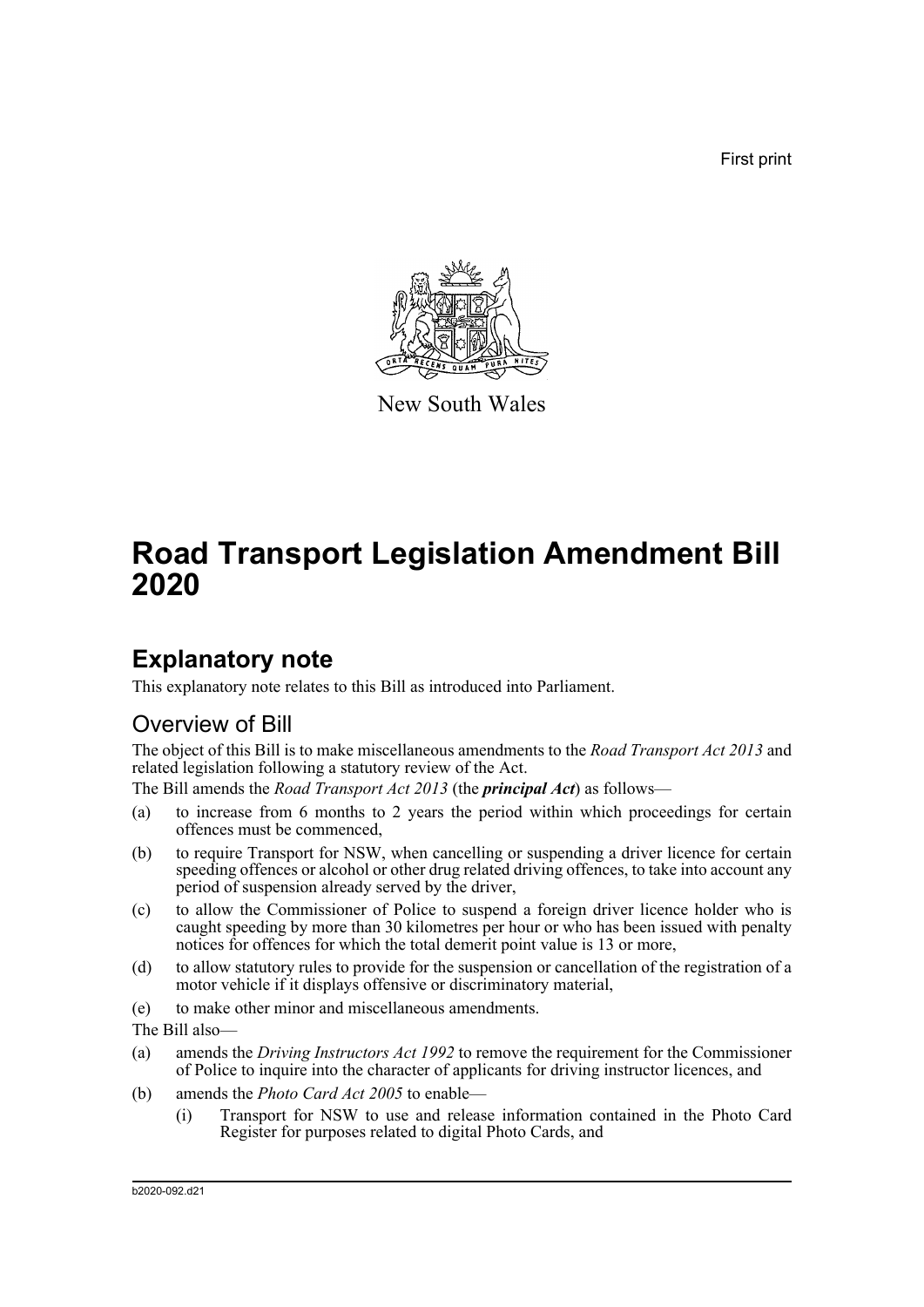First print

New South Wales

# Road Transport Legislation Amendment Bill 2020

## Explanatory note

This explanatory note relates to this Bill as introduced into Parliament.

### Overview of Bill

The object of this Bill is to make miscellaneous amendments to the *Road Transport Act 2013* and related legislation following a statutory review of the Act.

The Bill amends the *Road Transport Act 2013* (the ***principal Act***) as follows—

- (a) to increase from 6 months to 2 years the period within which proceedings for certain offences must be commenced,
- (b) to require Transport for NSW, when cancelling or suspending a driver licence for certain speeding offences or alcohol or other drug related driving offences, to take into account any period of suspension already served by the driver,
- (c) to allow the Commissioner of Police to suspend a foreign driver licence holder who is caught speeding by more than 30 kilometres per hour or who has been issued with penalty notices for offences for which the total demerit point value is 13 or more,
- (d) to allow statutory rules to provide for the suspension or cancellation of the registration of a motor vehicle if it displays offensive or discriminatory material,
- (e) to make other minor and miscellaneous amendments.

The Bill also—

- (a) amends the *Driving Instructors Act 1992* to remove the requirement for the Commissioner of Police to inquire into the character of applicants for driving instructor licences, and
- (b) amends the *Photo Card Act 2005* to enable—
  - (i) Transport for NSW to use and release information contained in the Photo Card Register for purposes related to digital Photo Cards, and

b2020-092.d21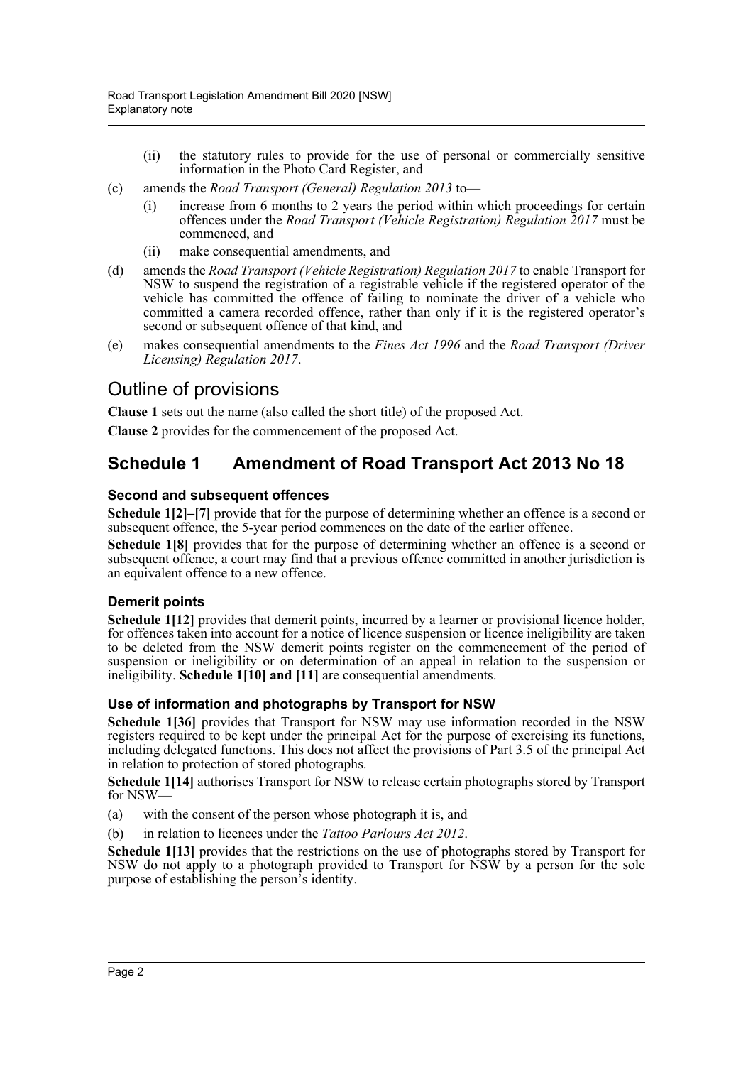(ii) the statutory rules to provide for the use of personal or commercially sensitive information in the Photo Card Register, and

(c) amends the *Road Transport (General) Regulation 2013* to—

(i) increase from 6 months to 2 years the period within which proceedings for certain offences under the *Road Transport (Vehicle Registration) Regulation 2017* must be commenced, and

(ii) make consequential amendments, and

(d) amends the *Road Transport (Vehicle Registration) Regulation 2017* to enable Transport for NSW to suspend the registration of a registrable vehicle if the registered operator of the vehicle has committed the offence of failing to nominate the driver of a vehicle who committed a camera recorded offence, rather than only if it is the registered operator's second or subsequent offence of that kind, and

(e) makes consequential amendments to the *Fines Act 1996* and the *Road Transport (Driver Licensing) Regulation 2017*.

## Outline of provisions

**Clause 1** sets out the name (also called the short title) of the proposed Act.

**Clause 2** provides for the commencement of the proposed Act.

## Schedule 1 Amendment of Road Transport Act 2013 No 18

### Second and subsequent offences

**Schedule 1[2]–[7]** provide that for the purpose of determining whether an offence is a second or subsequent offence, the 5-year period commences on the date of the earlier offence.

**Schedule 1[8]** provides that for the purpose of determining whether an offence is a second or subsequent offence, a court may find that a previous offence committed in another jurisdiction is an equivalent offence to a new offence.

### Demerit points

**Schedule 1[12]** provides that demerit points, incurred by a learner or provisional licence holder, for offences taken into account for a notice of licence suspension or licence ineligibility are taken to be deleted from the NSW demerit points register on the commencement of the period of suspension or ineligibility or on determination of an appeal in relation to the suspension or ineligibility. **Schedule 1[10] and [11]** are consequential amendments.

### Use of information and photographs by Transport for NSW

**Schedule 1[36]** provides that Transport for NSW may use information recorded in the NSW registers required to be kept under the principal Act for the purpose of exercising its functions, including delegated functions. This does not affect the provisions of Part 3.5 of the principal Act in relation to protection of stored photographs.

**Schedule 1[14]** authorises Transport for NSW to release certain photographs stored by Transport for NSW—

(a) with the consent of the person whose photograph it is, and

(b) in relation to licences under the *Tattoo Parlours Act 2012*.

**Schedule 1[13]** provides that the restrictions on the use of photographs stored by Transport for NSW do not apply to a photograph provided to Transport for NSW by a person for the sole purpose of establishing the person's identity.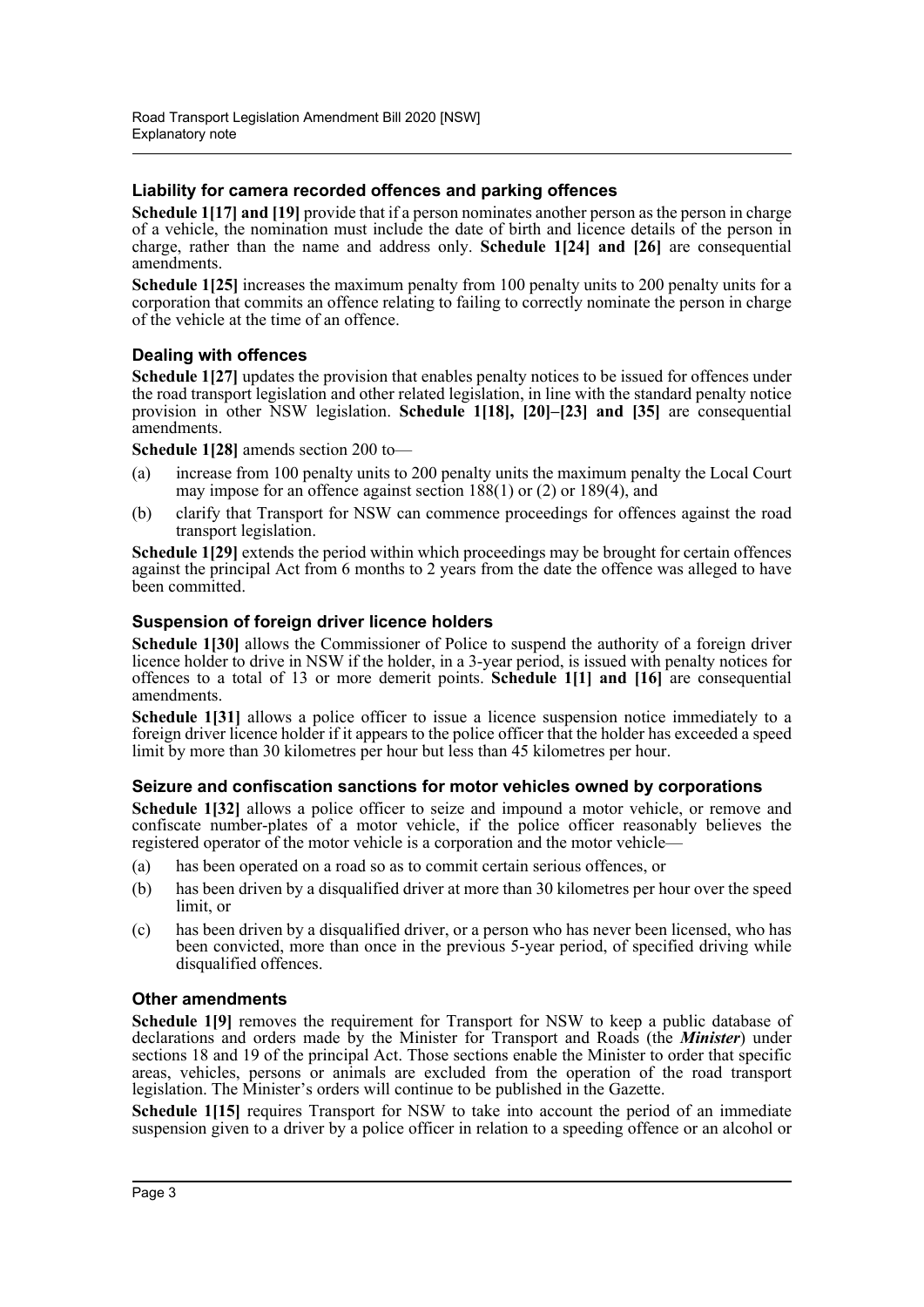### Liability for camera recorded offences and parking offences

**Schedule 1[17] and [19]** provide that if a person nominates another person as the person in charge of a vehicle, the nomination must include the date of birth and licence details of the person in charge, rather than the name and address only. **Schedule 1[24] and [26]** are consequential amendments.

**Schedule 1[25]** increases the maximum penalty from 100 penalty units to 200 penalty units for a corporation that commits an offence relating to failing to correctly nominate the person in charge of the vehicle at the time of an offence.

### Dealing with offences

**Schedule 1[27]** updates the provision that enables penalty notices to be issued for offences under the road transport legislation and other related legislation, in line with the standard penalty notice provision in other NSW legislation. **Schedule 1[18], [20]–[23] and [35]** are consequential amendments.

**Schedule 1[28]** amends section 200 to—

(a) increase from 100 penalty units to 200 penalty units the maximum penalty the Local Court may impose for an offence against section 188(1) or (2) or 189(4), and

(b) clarify that Transport for NSW can commence proceedings for offences against the road transport legislation.

**Schedule 1[29]** extends the period within which proceedings may be brought for certain offences against the principal Act from 6 months to 2 years from the date the offence was alleged to have been committed.

### Suspension of foreign driver licence holders

**Schedule 1[30]** allows the Commissioner of Police to suspend the authority of a foreign driver licence holder to drive in NSW if the holder, in a 3-year period, is issued with penalty notices for offences to a total of 13 or more demerit points. **Schedule 1[1] and [16]** are consequential amendments.

**Schedule 1[31]** allows a police officer to issue a licence suspension notice immediately to a foreign driver licence holder if it appears to the police officer that the holder has exceeded a speed limit by more than 30 kilometres per hour but less than 45 kilometres per hour.

### Seizure and confiscation sanctions for motor vehicles owned by corporations

**Schedule 1[32]** allows a police officer to seize and impound a motor vehicle, or remove and confiscate number-plates of a motor vehicle, if the police officer reasonably believes the registered operator of the motor vehicle is a corporation and the motor vehicle—

(a) has been operated on a road so as to commit certain serious offences, or

(b) has been driven by a disqualified driver at more than 30 kilometres per hour over the speed limit, or

(c) has been driven by a disqualified driver, or a person who has never been licensed, who has been convicted, more than once in the previous 5-year period, of specified driving while disqualified offences.

### Other amendments

**Schedule 1[9]** removes the requirement for Transport for NSW to keep a public database of declarations and orders made by the Minister for Transport and Roads (the ***Minister***) under sections 18 and 19 of the principal Act. Those sections enable the Minister to order that specific areas, vehicles, persons or animals are excluded from the operation of the road transport legislation. The Minister's orders will continue to be published in the Gazette.

**Schedule 1[15]** requires Transport for NSW to take into account the period of an immediate suspension given to a driver by a police officer in relation to a speeding offence or an alcohol or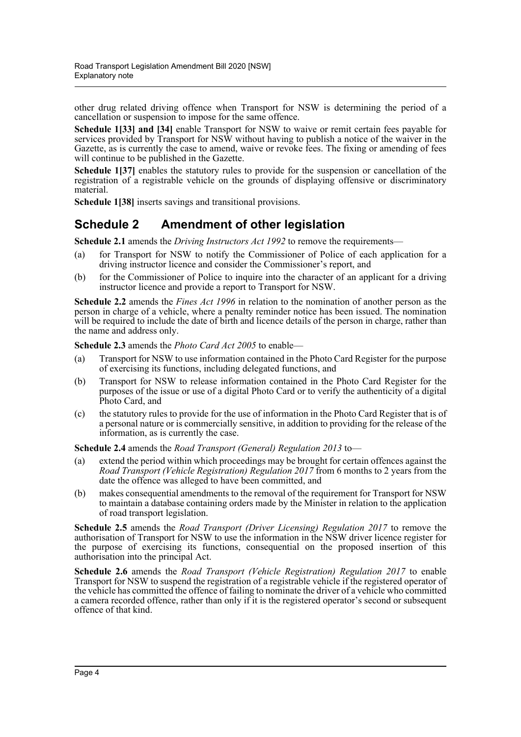other drug related driving offence when Transport for NSW is determining the period of a cancellation or suspension to impose for the same offence.

**Schedule 1[33] and [34]** enable Transport for NSW to waive or remit certain fees payable for services provided by Transport for NSW without having to publish a notice of the waiver in the Gazette, as is currently the case to amend, waive or revoke fees. The fixing or amending of fees will continue to be published in the Gazette.

**Schedule 1[37]** enables the statutory rules to provide for the suspension or cancellation of the registration of a registrable vehicle on the grounds of displaying offensive or discriminatory material.

**Schedule 1[38]** inserts savings and transitional provisions.

## Schedule 2 Amendment of other legislation

**Schedule 2.1** amends the *Driving Instructors Act 1992* to remove the requirements—

(a) for Transport for NSW to notify the Commissioner of Police of each application for a driving instructor licence and consider the Commissioner's report, and

(b) for the Commissioner of Police to inquire into the character of an applicant for a driving instructor licence and provide a report to Transport for NSW.

**Schedule 2.2** amends the *Fines Act 1996* in relation to the nomination of another person as the person in charge of a vehicle, where a penalty reminder notice has been issued. The nomination will be required to include the date of birth and licence details of the person in charge, rather than the name and address only.

**Schedule 2.3** amends the *Photo Card Act 2005* to enable—

(a) Transport for NSW to use information contained in the Photo Card Register for the purpose of exercising its functions, including delegated functions, and

(b) Transport for NSW to release information contained in the Photo Card Register for the purposes of the issue or use of a digital Photo Card or to verify the authenticity of a digital Photo Card, and

(c) the statutory rules to provide for the use of information in the Photo Card Register that is of a personal nature or is commercially sensitive, in addition to providing for the release of the information, as is currently the case.

**Schedule 2.4** amends the *Road Transport (General) Regulation 2013* to—

(a) extend the period within which proceedings may be brought for certain offences against the *Road Transport (Vehicle Registration) Regulation 2017* from 6 months to 2 years from the date the offence was alleged to have been committed, and

(b) makes consequential amendments to the removal of the requirement for Transport for NSW to maintain a database containing orders made by the Minister in relation to the application of road transport legislation.

**Schedule 2.5** amends the *Road Transport (Driver Licensing) Regulation 2017* to remove the authorisation of Transport for NSW to use the information in the NSW driver licence register for the purpose of exercising its functions, consequential on the proposed insertion of this authorisation into the principal Act.

**Schedule 2.6** amends the *Road Transport (Vehicle Registration) Regulation 2017* to enable Transport for NSW to suspend the registration of a registrable vehicle if the registered operator of the vehicle has committed the offence of failing to nominate the driver of a vehicle who committed a camera recorded offence, rather than only if it is the registered operator's second or subsequent offence of that kind.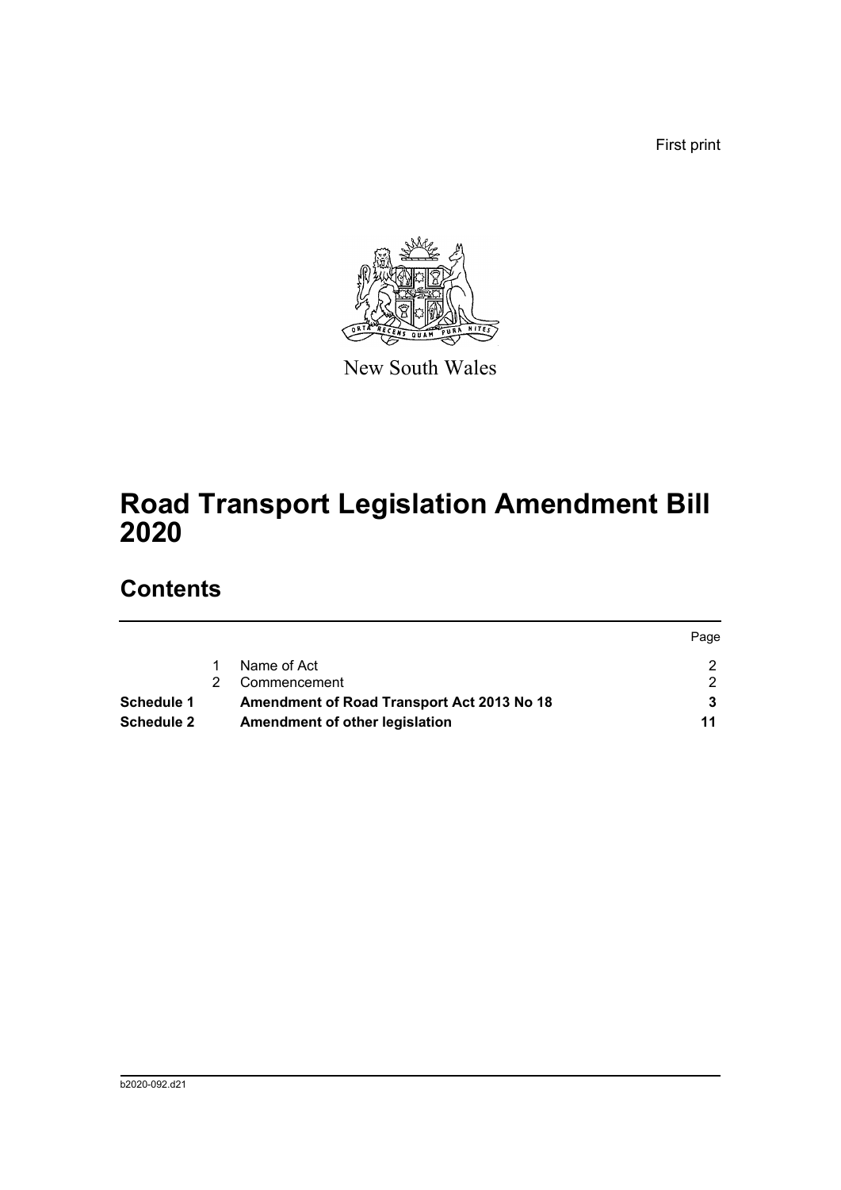First print

New South Wales

# Road Transport Legislation Amendment Bill 2020

## Contents

| | | | Page |
|---|---|---|---|
| | 1 | Name of Act | 2 |
| | 2 | Commencement | 2 |
| **Schedule 1** | | **Amendment of Road Transport Act 2013 No 18** | **3** |
| **Schedule 2** | | **Amendment of other legislation** | **11** |

b2020-092.d21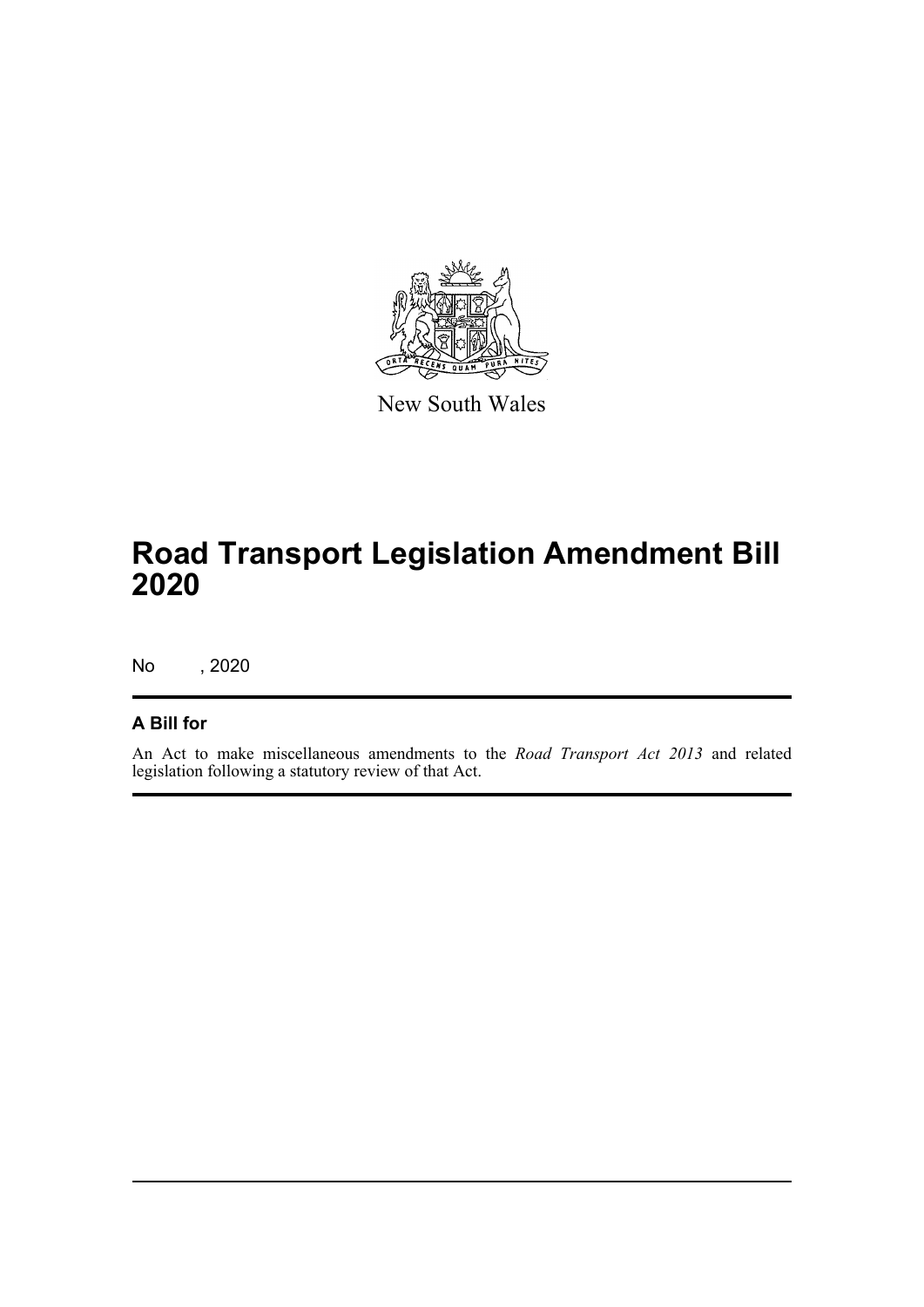New South Wales

# Road Transport Legislation Amendment Bill 2020

No , 2020

## A Bill for

An Act to make miscellaneous amendments to the *Road Transport Act 2013* and related legislation following a statutory review of that Act.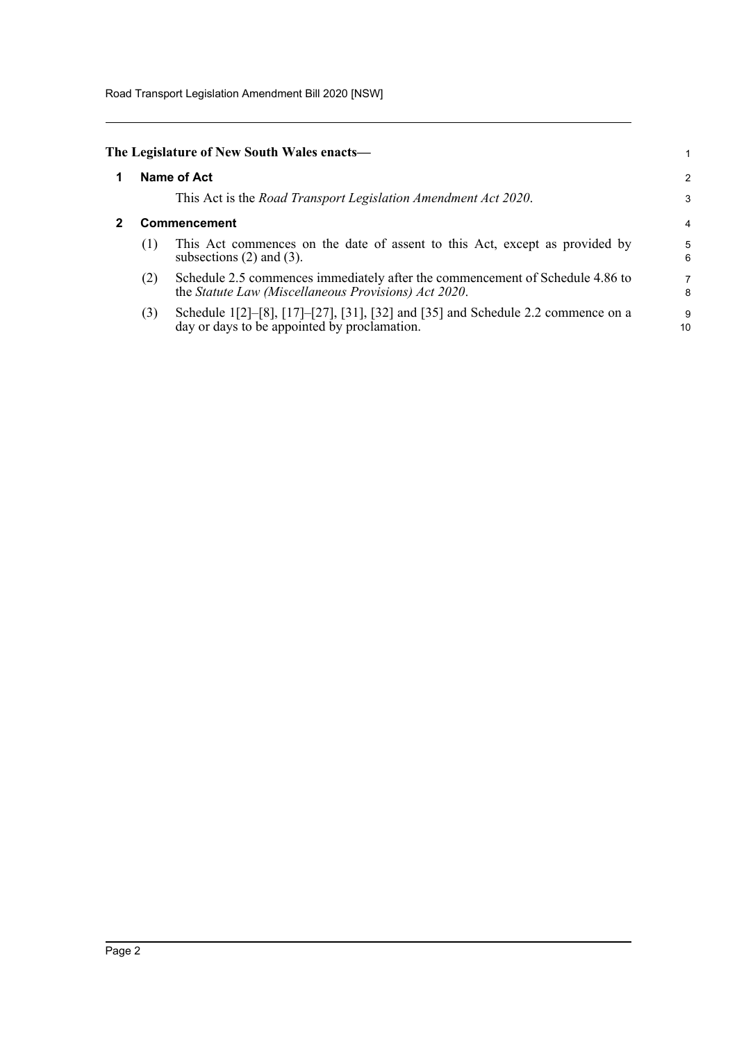**The Legislature of New South Wales enacts—**

## 1 Name of Act

This Act is the *Road Transport Legislation Amendment Act 2020*.

## 2 Commencement

(1) This Act commences on the date of assent to this Act, except as provided by subsections (2) and (3).

(2) Schedule 2.5 commences immediately after the commencement of Schedule 4.86 to the *Statute Law (Miscellaneous Provisions) Act 2020*.

(3) Schedule 1[2]–[8], [17]–[27], [31], [32] and [35] and Schedule 2.2 commence on a day or days to be appointed by proclamation.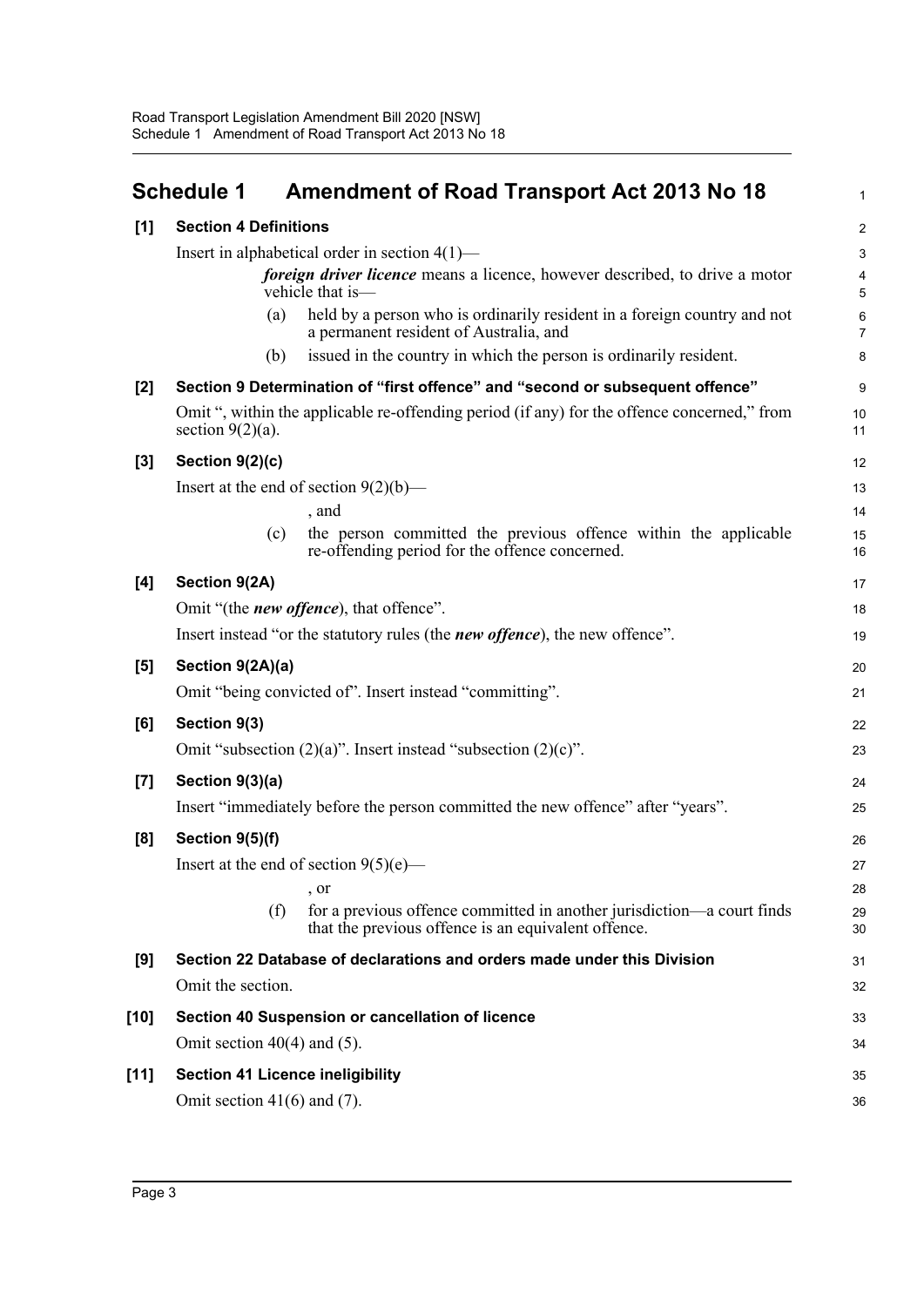## Schedule 1 Amendment of Road Transport Act 2013 No 18

**[1] Section 4 Definitions**

Insert in alphabetical order in section 4(1)—

> ***foreign driver licence*** means a licence, however described, to drive a motor vehicle that is—
>
> (a) held by a person who is ordinarily resident in a foreign country and not a permanent resident of Australia, and
>
> (b) issued in the country in which the person is ordinarily resident.

**[2] Section 9 Determination of "first offence" and "second or subsequent offence"**

Omit ", within the applicable re-offending period (if any) for the offence concerned," from section 9(2)(a).

**[3] Section 9(2)(c)**

Insert at the end of section 9(2)(b)—

> , and
>
> (c) the person committed the previous offence within the applicable re-offending period for the offence concerned.

**[4] Section 9(2A)**

Omit "(the ***new offence***), that offence".

Insert instead "or the statutory rules (the ***new offence***), the new offence".

**[5] Section 9(2A)(a)**

Omit "being convicted of". Insert instead "committing".

**[6] Section 9(3)**

Omit "subsection (2)(a)". Insert instead "subsection (2)(c)".

**[7] Section 9(3)(a)**

Insert "immediately before the person committed the new offence" after "years".

**[8] Section 9(5)(f)**

Insert at the end of section 9(5)(e)—

> , or
>
> (f) for a previous offence committed in another jurisdiction—a court finds that the previous offence is an equivalent offence.

**[9] Section 22 Database of declarations and orders made under this Division**

Omit the section.

**[10] Section 40 Suspension or cancellation of licence**

Omit section 40(4) and (5).

**[11] Section 41 Licence ineligibility**

Omit section 41(6) and (7).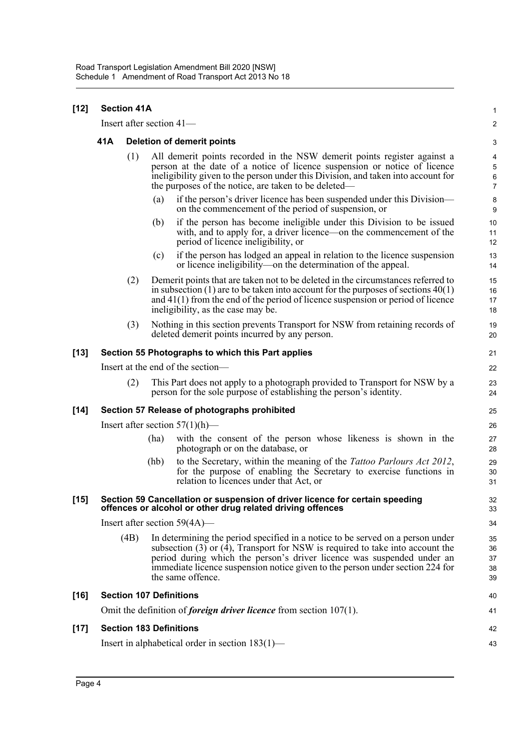**[12] Section 41A**

Insert after section 41—

**41A Deletion of demerit points**

(1) All demerit points recorded in the NSW demerit points register against a person at the date of a notice of licence suspension or notice of licence ineligibility given to the person under this Division, and taken into account for the purposes of the notice, are taken to be deleted—

(a) if the person's driver licence has been suspended under this Division—on the commencement of the period of suspension, or

(b) if the person has become ineligible under this Division to be issued with, and to apply for, a driver licence—on the commencement of the period of licence ineligibility, or

(c) if the person has lodged an appeal in relation to the licence suspension or licence ineligibility—on the determination of the appeal.

(2) Demerit points that are taken not to be deleted in the circumstances referred to in subsection (1) are to be taken into account for the purposes of sections 40(1) and 41(1) from the end of the period of licence suspension or period of licence ineligibility, as the case may be.

(3) Nothing in this section prevents Transport for NSW from retaining records of deleted demerit points incurred by any person.

**[13] Section 55 Photographs to which this Part applies**

Insert at the end of the section—

(2) This Part does not apply to a photograph provided to Transport for NSW by a person for the sole purpose of establishing the person's identity.

**[14] Section 57 Release of photographs prohibited**

Insert after section 57(1)(h)—

(ha) with the consent of the person whose likeness is shown in the photograph or on the database, or

(hb) to the Secretary, within the meaning of the *Tattoo Parlours Act 2012*, for the purpose of enabling the Secretary to exercise functions in relation to licences under that Act, or

**[15] Section 59 Cancellation or suspension of driver licence for certain speeding offences or alcohol or other drug related driving offences**

Insert after section 59(4A)—

(4B) In determining the period specified in a notice to be served on a person under subsection (3) or (4), Transport for NSW is required to take into account the period during which the person's driver licence was suspended under an immediate licence suspension notice given to the person under section 224 for the same offence.

**[16] Section 107 Definitions**

Omit the definition of ***foreign driver licence*** from section 107(1).

**[17] Section 183 Definitions**

Insert in alphabetical order in section 183(1)—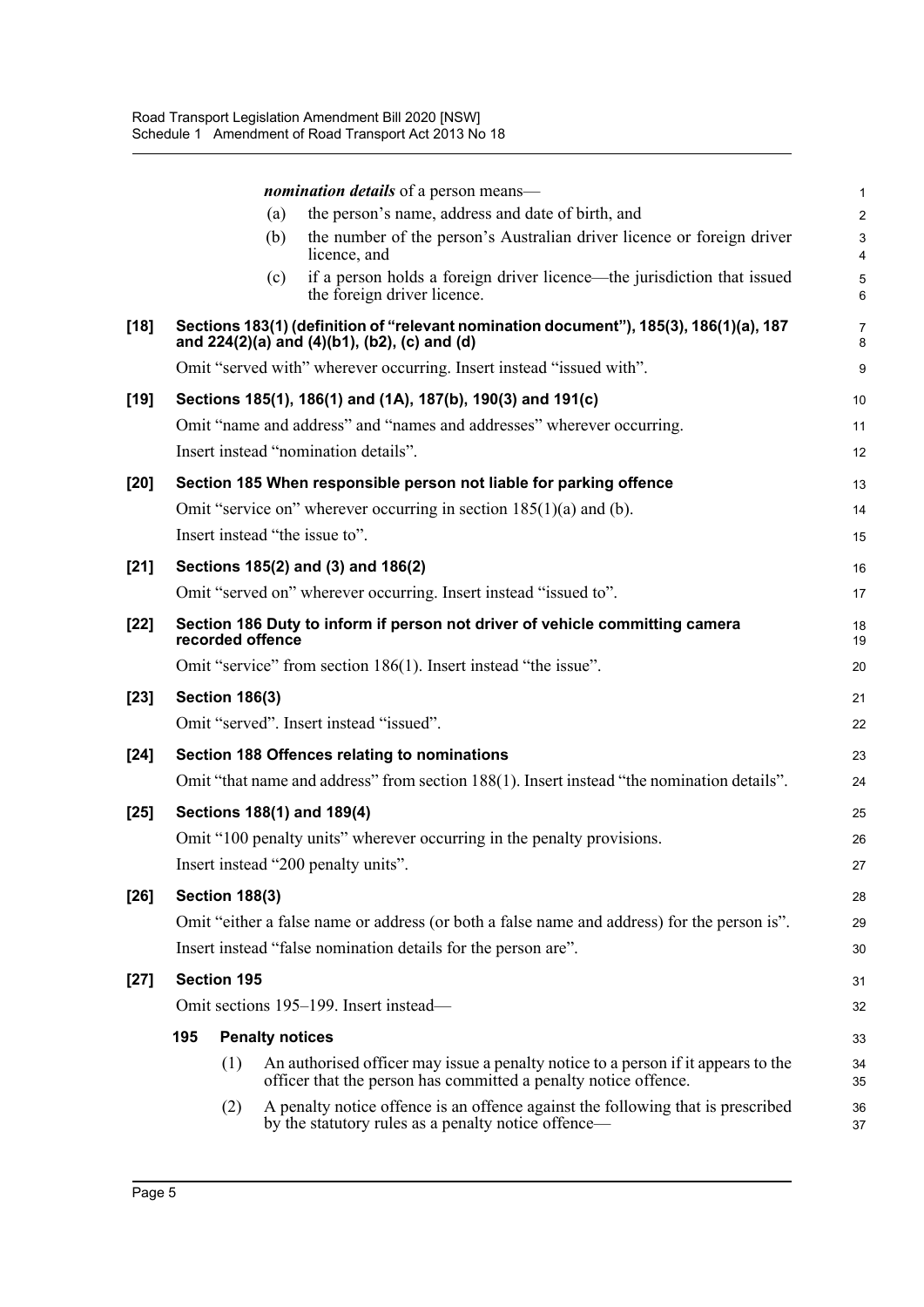***nomination details*** of a person means—

(a) the person's name, address and date of birth, and

(b) the number of the person's Australian driver licence or foreign driver licence, and

(c) if a person holds a foreign driver licence—the jurisdiction that issued the foreign driver licence.

**[18] Sections 183(1) (definition of "relevant nomination document"), 185(3), 186(1)(a), 187 and 224(2)(a) and (4)(b1), (b2), (c) and (d)**

Omit "served with" wherever occurring. Insert instead "issued with".

**[19] Sections 185(1), 186(1) and (1A), 187(b), 190(3) and 191(c)**

Omit "name and address" and "names and addresses" wherever occurring.

Insert instead "nomination details".

**[20] Section 185 When responsible person not liable for parking offence**

Omit "service on" wherever occurring in section 185(1)(a) and (b).

Insert instead "the issue to".

**[21] Sections 185(2) and (3) and 186(2)**

Omit "served on" wherever occurring. Insert instead "issued to".

**[22] Section 186 Duty to inform if person not driver of vehicle committing camera recorded offence**

Omit "service" from section 186(1). Insert instead "the issue".

**[23] Section 186(3)**

Omit "served". Insert instead "issued".

**[24] Section 188 Offences relating to nominations**

Omit "that name and address" from section 188(1). Insert instead "the nomination details".

**[25] Sections 188(1) and 189(4)**

Omit "100 penalty units" wherever occurring in the penalty provisions.

Insert instead "200 penalty units".

**[26] Section 188(3)**

Omit "either a false name or address (or both a false name and address) for the person is".

Insert instead "false nomination details for the person are".

**[27] Section 195**

Omit sections 195–199. Insert instead—

**195 Penalty notices**

(1) An authorised officer may issue a penalty notice to a person if it appears to the officer that the person has committed a penalty notice offence.

(2) A penalty notice offence is an offence against the following that is prescribed by the statutory rules as a penalty notice offence—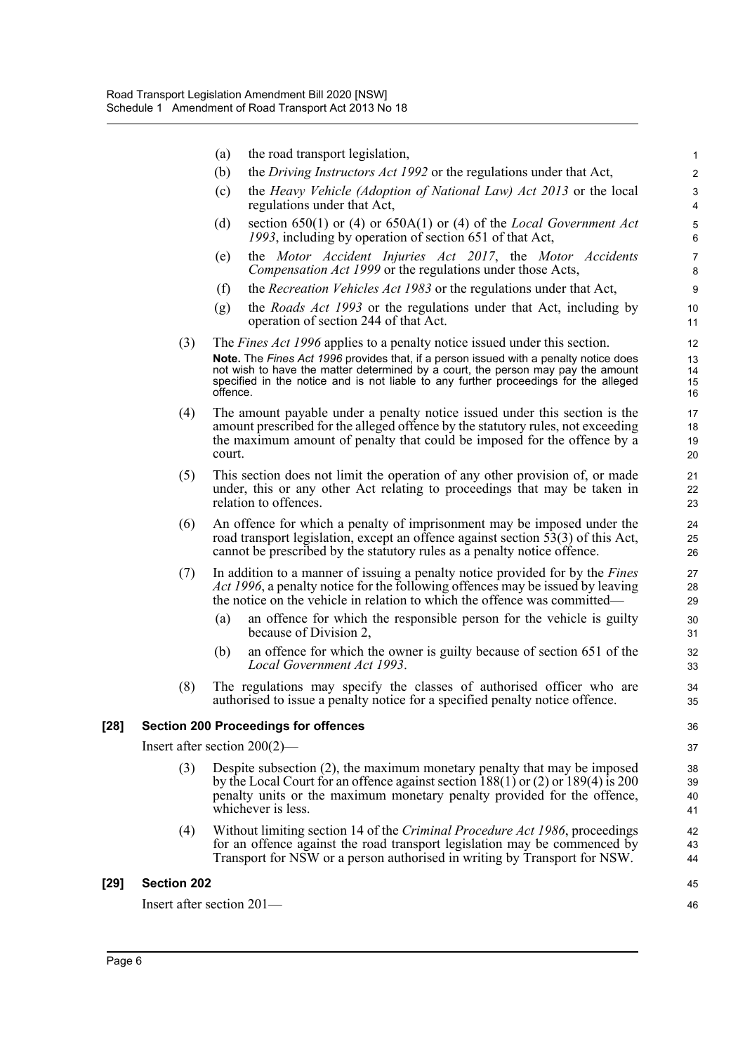(a) the road transport legislation,

(b) the *Driving Instructors Act 1992* or the regulations under that Act,

(c) the *Heavy Vehicle (Adoption of National Law) Act 2013* or the local regulations under that Act,

(d) section 650(1) or (4) or 650A(1) or (4) of the *Local Government Act 1993*, including by operation of section 651 of that Act,

(e) the *Motor Accident Injuries Act 2017*, the *Motor Accidents Compensation Act 1999* or the regulations under those Acts,

(f) the *Recreation Vehicles Act 1983* or the regulations under that Act,

(g) the *Roads Act 1993* or the regulations under that Act, including by operation of section 244 of that Act.

(3) The *Fines Act 1996* applies to a penalty notice issued under this section.

**Note.** The *Fines Act 1996* provides that, if a person issued with a penalty notice does not wish to have the matter determined by a court, the person may pay the amount specified in the notice and is not liable to any further proceedings for the alleged offence.

(4) The amount payable under a penalty notice issued under this section is the amount prescribed for the alleged offence by the statutory rules, not exceeding the maximum amount of penalty that could be imposed for the offence by a court.

(5) This section does not limit the operation of any other provision of, or made under, this or any other Act relating to proceedings that may be taken in relation to offences.

(6) An offence for which a penalty of imprisonment may be imposed under the road transport legislation, except an offence against section 53(3) of this Act, cannot be prescribed by the statutory rules as a penalty notice offence.

(7) In addition to a manner of issuing a penalty notice provided for by the *Fines Act 1996*, a penalty notice for the following offences may be issued by leaving the notice on the vehicle in relation to which the offence was committed—

(a) an offence for which the responsible person for the vehicle is guilty because of Division 2,

(b) an offence for which the owner is guilty because of section 651 of the *Local Government Act 1993*.

(8) The regulations may specify the classes of authorised officer who are authorised to issue a penalty notice for a specified penalty notice offence.

**[28] Section 200 Proceedings for offences**

Insert after section 200(2)—

(3) Despite subsection (2), the maximum monetary penalty that may be imposed by the Local Court for an offence against section 188(1) or (2) or 189(4) is 200 penalty units or the maximum monetary penalty provided for the offence, whichever is less.

(4) Without limiting section 14 of the *Criminal Procedure Act 1986*, proceedings for an offence against the road transport legislation may be commenced by Transport for NSW or a person authorised in writing by Transport for NSW.

**[29] Section 202**

Insert after section 201—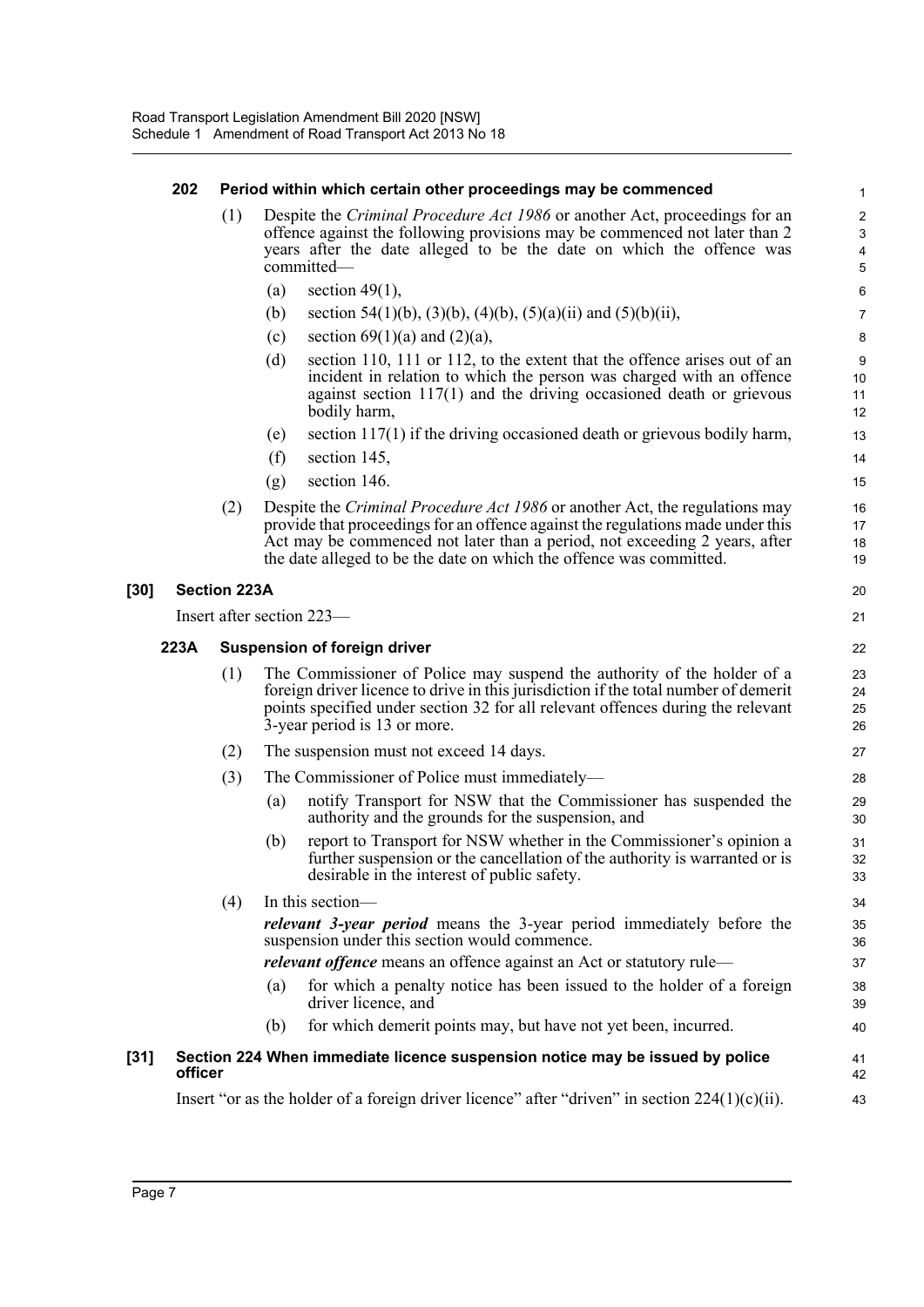#### 202 Period within which certain other proceedings may be commenced

(1) Despite the *Criminal Procedure Act 1986* or another Act, proceedings for an offence against the following provisions may be commenced not later than 2 years after the date alleged to be the date on which the offence was committed—

(a) section 49(1),

(b) section 54(1)(b), (3)(b), (4)(b), (5)(a)(ii) and (5)(b)(ii),

(c) section 69(1)(a) and (2)(a),

(d) section 110, 111 or 112, to the extent that the offence arises out of an incident in relation to which the person was charged with an offence against section 117(1) and the driving occasioned death or grievous bodily harm,

(e) section 117(1) if the driving occasioned death or grievous bodily harm,

(f) section 145,

(g) section 146.

(2) Despite the *Criminal Procedure Act 1986* or another Act, the regulations may provide that proceedings for an offence against the regulations made under this Act may be commenced not later than a period, not exceeding 2 years, after the date alleged to be the date on which the offence was committed.

### [30] Section 223A

Insert after section 223—

#### 223A Suspension of foreign driver

(1) The Commissioner of Police may suspend the authority of the holder of a foreign driver licence to drive in this jurisdiction if the total number of demerit points specified under section 32 for all relevant offences during the relevant 3-year period is 13 or more.

(2) The suspension must not exceed 14 days.

(3) The Commissioner of Police must immediately—

(a) notify Transport for NSW that the Commissioner has suspended the authority and the grounds for the suspension, and

(b) report to Transport for NSW whether in the Commissioner's opinion a further suspension or the cancellation of the authority is warranted or is desirable in the interest of public safety.

(4) In this section—

***relevant 3-year period*** means the 3-year period immediately before the suspension under this section would commence.

***relevant offence*** means an offence against an Act or statutory rule—

(a) for which a penalty notice has been issued to the holder of a foreign driver licence, and

(b) for which demerit points may, but have not yet been, incurred.

### [31] Section 224 When immediate licence suspension notice may be issued by police officer

Insert "or as the holder of a foreign driver licence" after "driven" in section 224(1)(c)(ii).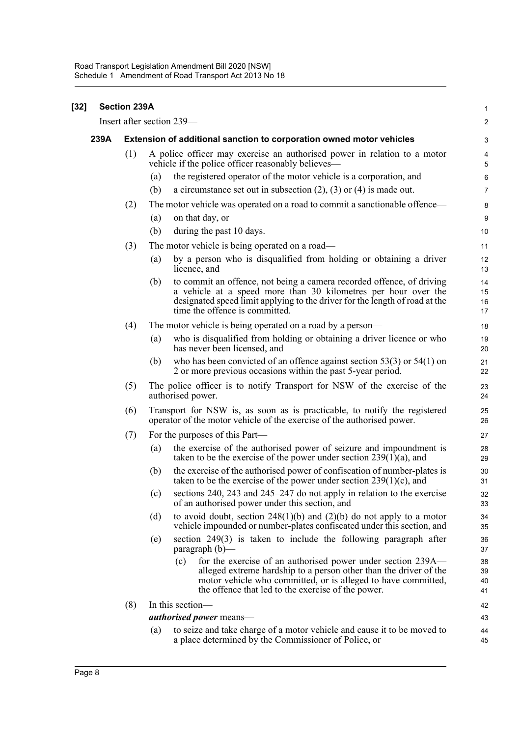**[32] Section 239A**

Insert after section 239—

**239A Extension of additional sanction to corporation owned motor vehicles**

(1) A police officer may exercise an authorised power in relation to a motor vehicle if the police officer reasonably believes—

(a) the registered operator of the motor vehicle is a corporation, and

(b) a circumstance set out in subsection (2), (3) or (4) is made out.

(2) The motor vehicle was operated on a road to commit a sanctionable offence—

(a) on that day, or

(b) during the past 10 days.

(3) The motor vehicle is being operated on a road—

(a) by a person who is disqualified from holding or obtaining a driver licence, and

(b) to commit an offence, not being a camera recorded offence, of driving a vehicle at a speed more than 30 kilometres per hour over the designated speed limit applying to the driver for the length of road at the time the offence is committed.

(4) The motor vehicle is being operated on a road by a person—

(a) who is disqualified from holding or obtaining a driver licence or who has never been licensed, and

(b) who has been convicted of an offence against section 53(3) or 54(1) on 2 or more previous occasions within the past 5-year period.

(5) The police officer is to notify Transport for NSW of the exercise of the authorised power.

(6) Transport for NSW is, as soon as is practicable, to notify the registered operator of the motor vehicle of the exercise of the authorised power.

(7) For the purposes of this Part—

(a) the exercise of the authorised power of seizure and impoundment is taken to be the exercise of the power under section 239(1)(a), and

(b) the exercise of the authorised power of confiscation of number-plates is taken to be the exercise of the power under section 239(1)(c), and

(c) sections 240, 243 and 245–247 do not apply in relation to the exercise of an authorised power under this section, and

(d) to avoid doubt, section 248(1)(b) and (2)(b) do not apply to a motor vehicle impounded or number-plates confiscated under this section, and

(e) section 249(3) is taken to include the following paragraph after paragraph (b)—

(c) for the exercise of an authorised power under section 239A—alleged extreme hardship to a person other than the driver of the motor vehicle who committed, or is alleged to have committed, the offence that led to the exercise of the power.

(8) In this section—

***authorised power*** means—

(a) to seize and take charge of a motor vehicle and cause it to be moved to a place determined by the Commissioner of Police, or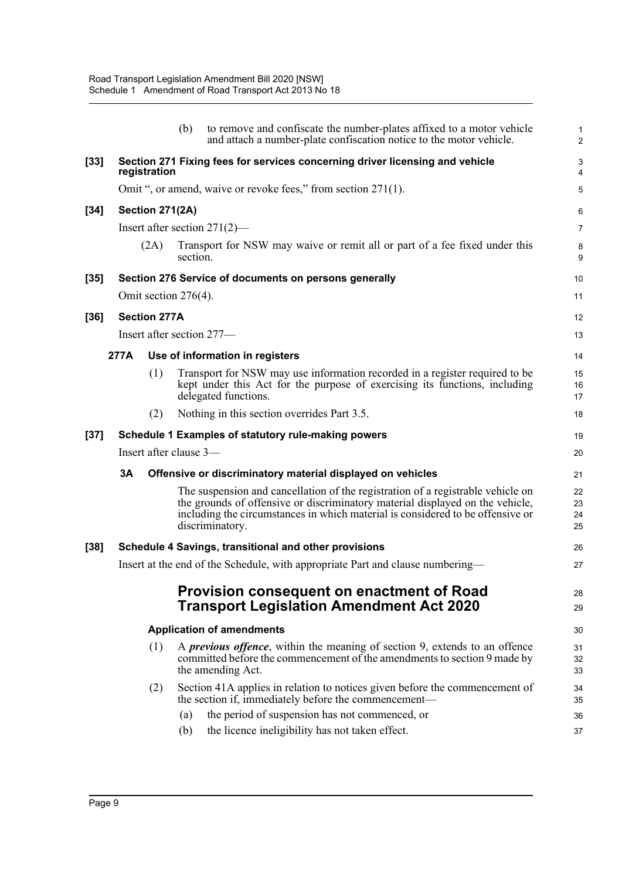(b) to remove and confiscate the number-plates affixed to a motor vehicle and attach a number-plate confiscation notice to the motor vehicle.

**[33] Section 271 Fixing fees for services concerning driver licensing and vehicle registration**

Omit ", or amend, waive or revoke fees," from section 271(1).

**[34] Section 271(2A)**

Insert after section 271(2)—

(2A) Transport for NSW may waive or remit all or part of a fee fixed under this section.

**[35] Section 276 Service of documents on persons generally**

Omit section 276(4).

**[36] Section 277A**

Insert after section 277—

**277A Use of information in registers**

(1) Transport for NSW may use information recorded in a register required to be kept under this Act for the purpose of exercising its functions, including delegated functions.

(2) Nothing in this section overrides Part 3.5.

**[37] Schedule 1 Examples of statutory rule-making powers**

Insert after clause 3—

**3A Offensive or discriminatory material displayed on vehicles**

The suspension and cancellation of the registration of a registrable vehicle on the grounds of offensive or discriminatory material displayed on the vehicle, including the circumstances in which material is considered to be offensive or discriminatory.

**[38] Schedule 4 Savings, transitional and other provisions**

Insert at the end of the Schedule, with appropriate Part and clause numbering—

## Provision consequent on enactment of Road Transport Legislation Amendment Act 2020

**Application of amendments**

(1) A ***previous offence***, within the meaning of section 9, extends to an offence committed before the commencement of the amendments to section 9 made by the amending Act.

(2) Section 41A applies in relation to notices given before the commencement of the section if, immediately before the commencement—

(a) the period of suspension has not commenced, or

(b) the licence ineligibility has not taken effect.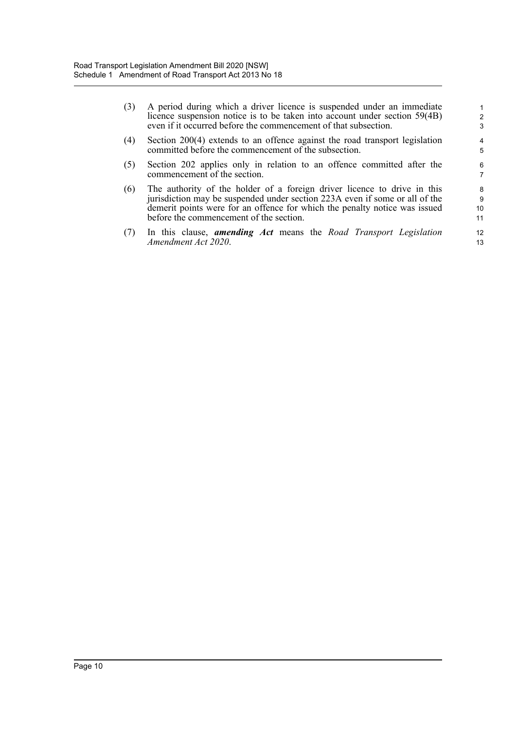(3) A period during which a driver licence is suspended under an immediate licence suspension notice is to be taken into account under section 59(4B) even if it occurred before the commencement of that subsection.

(4) Section 200(4) extends to an offence against the road transport legislation committed before the commencement of the subsection.

(5) Section 202 applies only in relation to an offence committed after the commencement of the section.

(6) The authority of the holder of a foreign driver licence to drive in this jurisdiction may be suspended under section 223A even if some or all of the demerit points were for an offence for which the penalty notice was issued before the commencement of the section.

(7) In this clause, ***amending Act*** means the *Road Transport Legislation Amendment Act 2020*.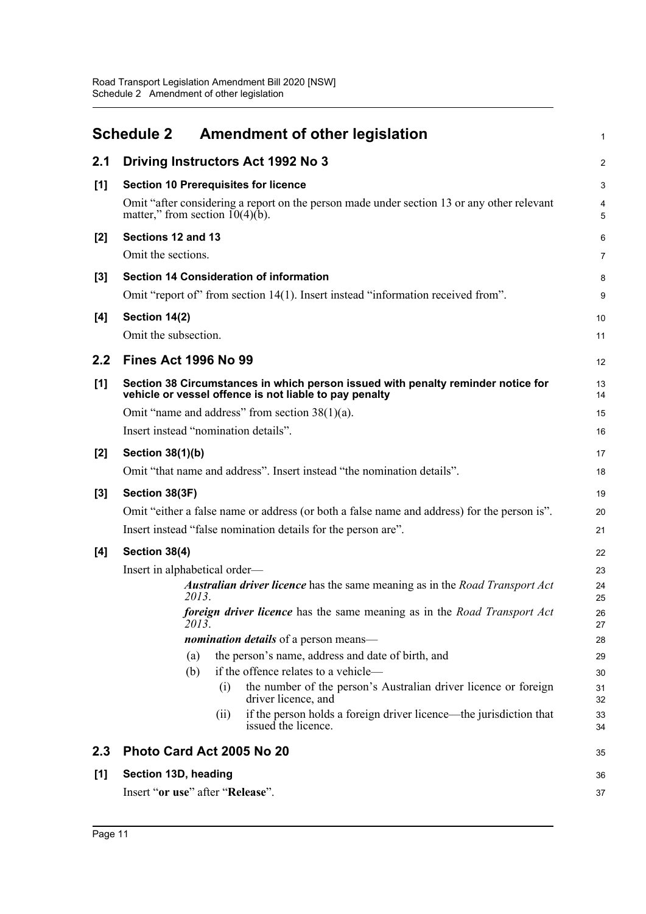# Schedule 2 Amendment of other legislation

## 2.1 Driving Instructors Act 1992 No 3

### [1] Section 10 Prerequisites for licence

Omit “after considering a report on the person made under section 13 or any other relevant matter,” from section 10(4)(b).

### [2] Sections 12 and 13

Omit the sections.

### [3] Section 14 Consideration of information

Omit “report of” from section 14(1). Insert instead “information received from”.

### [4] Section 14(2)

Omit the subsection.

## 2.2 Fines Act 1996 No 99

### [1] Section 38 Circumstances in which person issued with penalty reminder notice for vehicle or vessel offence is not liable to pay penalty

Omit “name and address” from section 38(1)(a).

Insert instead “nomination details”.

### [2] Section 38(1)(b)

Omit “that name and address”. Insert instead “the nomination details”.

### [3] Section 38(3F)

Omit “either a false name or address (or both a false name and address) for the person is”.

Insert instead “false nomination details for the person are”.

### [4] Section 38(4)

Insert in alphabetical order—

> ***Australian driver licence*** has the same meaning as in the *Road Transport Act 2013*.
>
> ***foreign driver licence*** has the same meaning as in the *Road Transport Act 2013*.
>
> ***nomination details*** of a person means—
>
> (a) the person’s name, address and date of birth, and
>
> (b) if the offence relates to a vehicle—
>
> (i) the number of the person’s Australian driver licence or foreign driver licence, and
>
> (ii) if the person holds a foreign driver licence—the jurisdiction that issued the licence.

## 2.3 Photo Card Act 2005 No 20

### [1] Section 13D, heading

Insert “**or use**” after “**Release**”.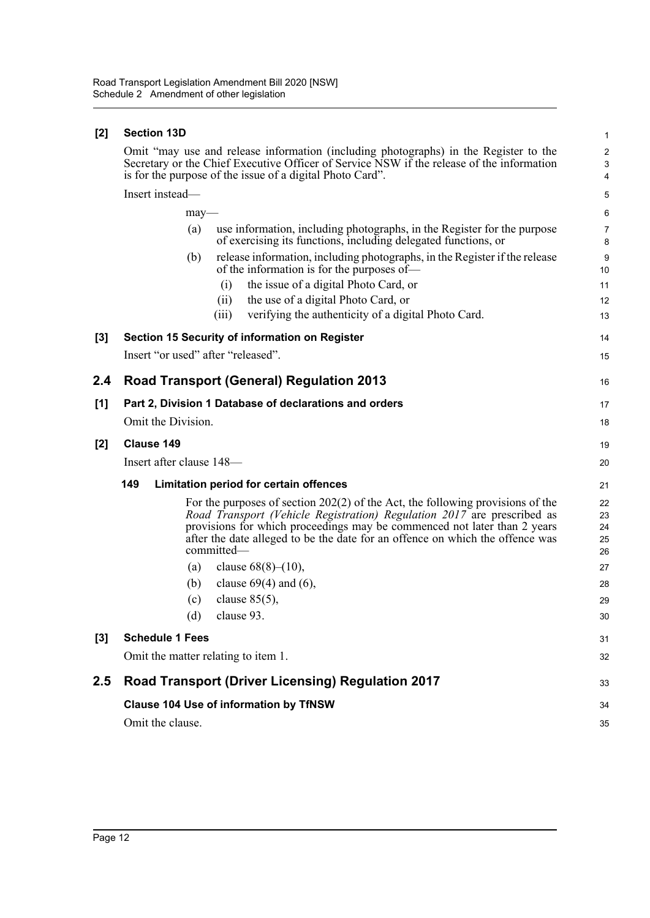**[2] Section 13D**

Omit "may use and release information (including photographs) in the Register to the Secretary or the Chief Executive Officer of Service NSW if the release of the information is for the purpose of the issue of a digital Photo Card".

Insert instead—

may—

(a) use information, including photographs, in the Register for the purpose of exercising its functions, including delegated functions, or

(b) release information, including photographs, in the Register if the release of the information is for the purposes of—

(i) the issue of a digital Photo Card, or

(ii) the use of a digital Photo Card, or

(iii) verifying the authenticity of a digital Photo Card.

**[3] Section 15 Security of information on Register**

Insert "or used" after "released".

## 2.4 Road Transport (General) Regulation 2013

**[1] Part 2, Division 1 Database of declarations and orders**

Omit the Division.

**[2] Clause 149**

Insert after clause 148—

**149 Limitation period for certain offences**

For the purposes of section 202(2) of the Act, the following provisions of the *Road Transport (Vehicle Registration) Regulation 2017* are prescribed as provisions for which proceedings may be commenced not later than 2 years after the date alleged to be the date for an offence on which the offence was committed—

(a) clause 68(8)–(10),

(b) clause 69(4) and (6),

(c) clause 85(5),

(d) clause 93.

**[3] Schedule 1 Fees**

Omit the matter relating to item 1.

## 2.5 Road Transport (Driver Licensing) Regulation 2017

**Clause 104 Use of information by TfNSW**

Omit the clause.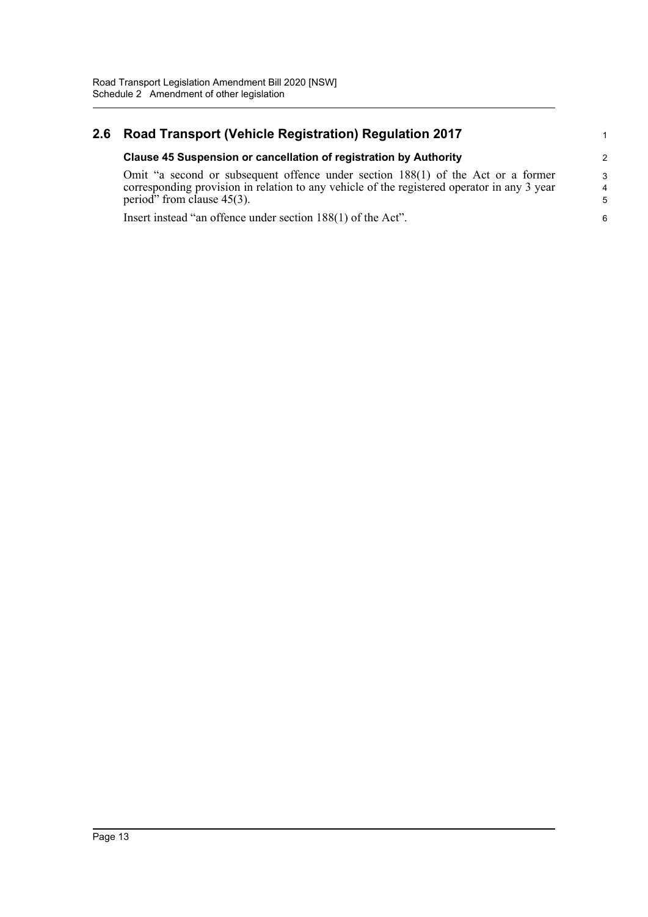## 2.6 Road Transport (Vehicle Registration) Regulation 2017

### Clause 45 Suspension or cancellation of registration by Authority

Omit "a second or subsequent offence under section 188(1) of the Act or a former corresponding provision in relation to any vehicle of the registered operator in any 3 year period" from clause 45(3).

Insert instead "an offence under section 188(1) of the Act".